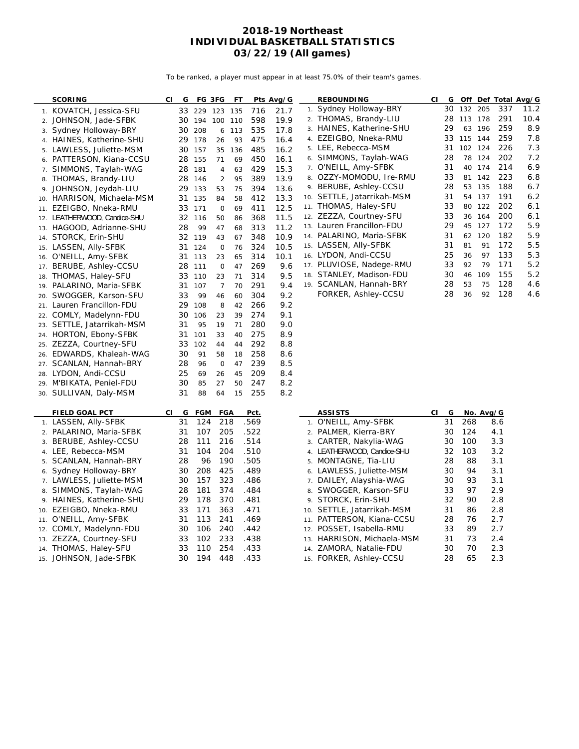# 2018-19 Northeast
# INDIVIDUAL BASKETBALL STATISTICS
# 03/22/19 (All games)

To be ranked, a player must appear in at least 75.0% of their team's games.

| | SCORING | Cl | G | FG | 3FG | FT | Pts | Avg/G |
|---|---|---|---|---|---|---|---|---|
| 1. | KOVATCH, Jessica-SFU | | 33 | 229 | 123 | 135 | 716 | 21.7 |
| 2. | JOHNSON, Jade-SFBK | | 30 | 194 | 100 | 110 | 598 | 19.9 |
| 3. | Sydney Holloway-BRY | | 30 | 208 | 6 | 113 | 535 | 17.8 |
| 4. | HAINES, Katherine-SHU | | 29 | 178 | 26 | 93 | 475 | 16.4 |
| 5. | LAWLESS, Juliette-MSM | | 30 | 157 | 35 | 136 | 485 | 16.2 |
| 6. | PATTERSON, Kiana-CCSU | | 28 | 155 | 71 | 69 | 450 | 16.1 |
| 7. | SIMMONS, Taylah-WAG | | 28 | 181 | 4 | 63 | 429 | 15.3 |
| 8. | THOMAS, Brandy-LIU | | 28 | 146 | 2 | 95 | 389 | 13.9 |
| 9. | JOHNSON, Jeydah-LIU | | 29 | 133 | 53 | 75 | 394 | 13.6 |
| 10. | HARRISON, Michaela-MSM | | 31 | 135 | 84 | 58 | 412 | 13.3 |
| 11. | EZEIGBO, Nneka-RMU | | 33 | 171 | 0 | 69 | 411 | 12.5 |
| 12. | LEATHERWOOD, Candice-SHU | | 32 | 116 | 50 | 86 | 368 | 11.5 |
| 13. | HAGOOD, Adrianne-SHU | | 28 | 99 | 47 | 68 | 313 | 11.2 |
| 14. | STORCK, Erin-SHU | | 32 | 119 | 43 | 67 | 348 | 10.9 |
| 15. | LASSEN, Ally-SFBK | | 31 | 124 | 0 | 76 | 324 | 10.5 |
| 16. | O'NEILL, Amy-SFBK | | 31 | 113 | 23 | 65 | 314 | 10.1 |
| 17. | BERUBE, Ashley-CCSU | | 28 | 111 | 0 | 47 | 269 | 9.6 |
| 18. | THOMAS, Haley-SFU | | 33 | 110 | 23 | 71 | 314 | 9.5 |
| 19. | PALARINO, Maria-SFBK | | 31 | 107 | 7 | 70 | 291 | 9.4 |
| 20. | SWOGGER, Karson-SFU | | 33 | 99 | 46 | 60 | 304 | 9.2 |
| 21. | Lauren Francillon-FDU | | 29 | 108 | 8 | 42 | 266 | 9.2 |
| 22. | COMLY, Madelynn-FDU | | 30 | 106 | 23 | 39 | 274 | 9.1 |
| 23. | SETTLE, Jatarrikah-MSM | | 31 | 95 | 19 | 71 | 280 | 9.0 |
| 24. | HORTON, Ebony-SFBK | | 31 | 101 | 33 | 40 | 275 | 8.9 |
| 25. | ZEZZA, Courtney-SFU | | 33 | 102 | 44 | 44 | 292 | 8.8 |
| 26. | EDWARDS, Khaleah-WAG | | 30 | 91 | 58 | 18 | 258 | 8.6 |
| 27. | SCANLAN, Hannah-BRY | | 28 | 96 | 0 | 47 | 239 | 8.5 |
| 28. | LYDON, Andi-CCSU | | 25 | 69 | 26 | 45 | 209 | 8.4 |
| 29. | M'BIKATA, Peniel-FDU | | 30 | 85 | 27 | 50 | 247 | 8.2 |
| 30. | SULLIVAN, Daly-MSM | | 31 | 88 | 64 | 15 | 255 | 8.2 |

| | REBOUNDING | Cl | G | Off | Def | Total | Avg/G |
|---|---|---|---|---|---|---|---|
| 1. | Sydney Holloway-BRY | | 30 | 132 | 205 | 337 | 11.2 |
| 2. | THOMAS, Brandy-LIU | | 28 | 113 | 178 | 291 | 10.4 |
| 3. | HAINES, Katherine-SHU | | 29 | 63 | 196 | 259 | 8.9 |
| 4. | EZEIGBO, Nneka-RMU | | 33 | 115 | 144 | 259 | 7.8 |
| 5. | LEE, Rebecca-MSM | | 31 | 102 | 124 | 226 | 7.3 |
| 6. | SIMMONS, Taylah-WAG | | 28 | 78 | 124 | 202 | 7.2 |
| 7. | O'NEILL, Amy-SFBK | | 31 | 40 | 174 | 214 | 6.9 |
| 8. | OZZY-MOMODU, Ire-RMU | | 33 | 81 | 142 | 223 | 6.8 |
| 9. | BERUBE, Ashley-CCSU | | 28 | 53 | 135 | 188 | 6.7 |
| 10. | SETTLE, Jatarrikah-MSM | | 31 | 54 | 137 | 191 | 6.2 |
| 11. | THOMAS, Haley-SFU | | 33 | 80 | 122 | 202 | 6.1 |
| 12. | ZEZZA, Courtney-SFU | | 33 | 36 | 164 | 200 | 6.1 |
| 13. | Lauren Francillon-FDU | | 29 | 45 | 127 | 172 | 5.9 |
| 14. | PALARINO, Maria-SFBK | | 31 | 62 | 120 | 182 | 5.9 |
| 15. | LASSEN, Ally-SFBK | | 31 | 81 | 91 | 172 | 5.5 |
| 16. | LYDON, Andi-CCSU | | 25 | 36 | 97 | 133 | 5.3 |
| 17. | PLUVIOSE, Nadege-RMU | | 33 | 92 | 79 | 171 | 5.2 |
| 18. | STANLEY, Madison-FDU | | 30 | 46 | 109 | 155 | 5.2 |
| 19. | SCANLAN, Hannah-BRY | | 28 | 53 | 75 | 128 | 4.6 |
| | FORKER, Ashley-CCSU | | 28 | 36 | 92 | 128 | 4.6 |

| | FIELD GOAL PCT | Cl | G | FGM | FGA | Pct. |
|---|---|---|---|---|---|---|
| 1. | LASSEN, Ally-SFBK | | 31 | 124 | 218 | .569 |
| 2. | PALARINO, Maria-SFBK | | 31 | 107 | 205 | .522 |
| 3. | BERUBE, Ashley-CCSU | | 28 | 111 | 216 | .514 |
| 4. | LEE, Rebecca-MSM | | 31 | 104 | 204 | .510 |
| 5. | SCANLAN, Hannah-BRY | | 28 | 96 | 190 | .505 |
| 6. | Sydney Holloway-BRY | | 30 | 208 | 425 | .489 |
| 7. | LAWLESS, Juliette-MSM | | 30 | 157 | 323 | .486 |
| 8. | SIMMONS, Taylah-WAG | | 28 | 181 | 374 | .484 |
| 9. | HAINES, Katherine-SHU | | 29 | 178 | 370 | .481 |
| 10. | EZEIGBO, Nneka-RMU | | 33 | 171 | 363 | .471 |
| 11. | O'NEILL, Amy-SFBK | | 31 | 113 | 241 | .469 |
| 12. | COMLY, Madelynn-FDU | | 30 | 106 | 240 | .442 |
| 13. | ZEZZA, Courtney-SFU | | 33 | 102 | 233 | .438 |
| 14. | THOMAS, Haley-SFU | | 33 | 110 | 254 | .433 |
| 15. | JOHNSON, Jade-SFBK | | 30 | 194 | 448 | .433 |

| | ASSISTS | Cl | G | No. | Avg/G |
|---|---|---|---|---|---|
| 1. | O'NEILL, Amy-SFBK | | 31 | 268 | 8.6 |
| 2. | PALMER, Kierra-BRY | | 30 | 124 | 4.1 |
| 3. | CARTER, Nakylia-WAG | | 30 | 100 | 3.3 |
| 4. | LEATHERWOOD, Candice-SHU | | 32 | 103 | 3.2 |
| 5. | MONTAGNE, Tia-LIU | | 28 | 88 | 3.1 |
| 6. | LAWLESS, Juliette-MSM | | 30 | 94 | 3.1 |
| 7. | DAILEY, Alayshia-WAG | | 30 | 93 | 3.1 |
| 8. | SWOGGER, Karson-SFU | | 33 | 97 | 2.9 |
| 9. | STORCK, Erin-SHU | | 32 | 90 | 2.8 |
| 10. | SETTLE, Jatarrikah-MSM | | 31 | 86 | 2.8 |
| 11. | PATTERSON, Kiana-CCSU | | 28 | 76 | 2.7 |
| 12. | POSSET, Isabella-RMU | | 33 | 89 | 2.7 |
| 13. | HARRISON, Michaela-MSM | | 31 | 73 | 2.4 |
| 14. | ZAMORA, Natalie-FDU | | 30 | 70 | 2.3 |
| 15. | FORKER, Ashley-CCSU | | 28 | 65 | 2.3 |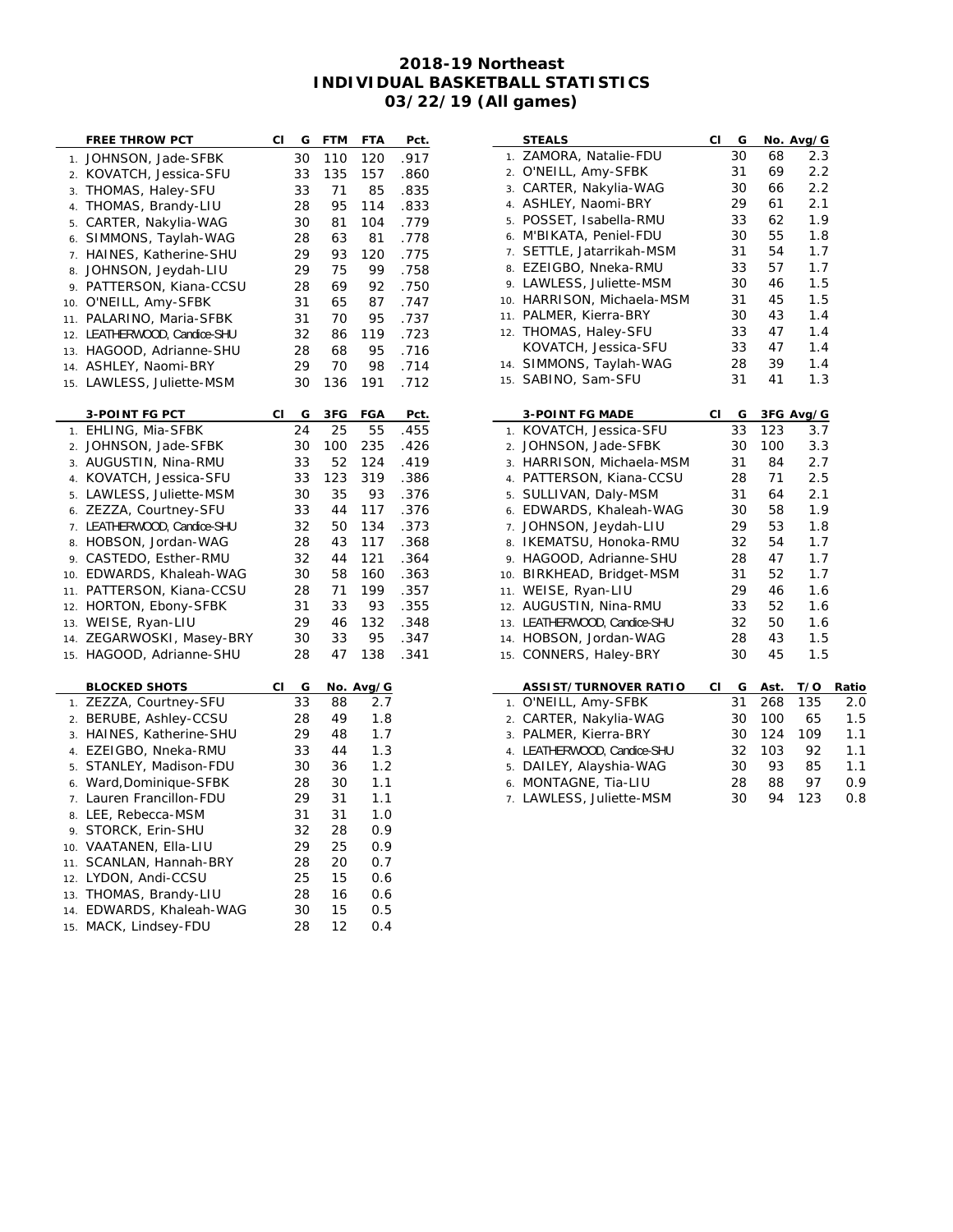# 2018-19 Northeast
## INDIVIDUAL BASKETBALL STATISTICS
### 03/22/19 (All games)

| | FREE THROW PCT | Cl | G | FTM | FTA | Pct. |
|---|---|---|---|---|---|---|
| 1. | JOHNSON, Jade-SFBK | | 30 | 110 | 120 | .917 |
| 2. | KOVATCH, Jessica-SFU | | 33 | 135 | 157 | .860 |
| 3. | THOMAS, Haley-SFU | | 33 | 71 | 85 | .835 |
| 4. | THOMAS, Brandy-LIU | | 28 | 95 | 114 | .833 |
| 5. | CARTER, Nakylia-WAG | | 30 | 81 | 104 | .779 |
| 6. | SIMMONS, Taylah-WAG | | 28 | 63 | 81 | .778 |
| 7. | HAINES, Katherine-SHU | | 29 | 93 | 120 | .775 |
| 8. | JOHNSON, Jeydah-LIU | | 29 | 75 | 99 | .758 |
| 9. | PATTERSON, Kiana-CCSU | | 28 | 69 | 92 | .750 |
| 10. | O'NEILL, Amy-SFBK | | 31 | 65 | 87 | .747 |
| 11. | PALARINO, Maria-SFBK | | 31 | 70 | 95 | .737 |
| 12. | LEATHERWOOD, Candice-SHU | | 32 | 86 | 119 | .723 |
| 13. | HAGOOD, Adrianne-SHU | | 28 | 68 | 95 | .716 |
| 14. | ASHLEY, Naomi-BRY | | 29 | 70 | 98 | .714 |
| 15. | LAWLESS, Juliette-MSM | | 30 | 136 | 191 | .712 |

| | 3-POINT FG PCT | Cl | G | 3FG | FGA | Pct. |
|---|---|---|---|---|---|---|
| 1. | EHLING, Mia-SFBK | | 24 | 25 | 55 | .455 |
| 2. | JOHNSON, Jade-SFBK | | 30 | 100 | 235 | .426 |
| 3. | AUGUSTIN, Nina-RMU | | 33 | 52 | 124 | .419 |
| 4. | KOVATCH, Jessica-SFU | | 33 | 123 | 319 | .386 |
| 5. | LAWLESS, Juliette-MSM | | 30 | 35 | 93 | .376 |
| 6. | ZEZZA, Courtney-SFU | | 33 | 44 | 117 | .376 |
| 7. | LEATHERWOOD, Candice-SHU | | 32 | 50 | 134 | .373 |
| 8. | HOBSON, Jordan-WAG | | 28 | 43 | 117 | .368 |
| 9. | CASTEDO, Esther-RMU | | 32 | 44 | 121 | .364 |
| 10. | EDWARDS, Khaleah-WAG | | 30 | 58 | 160 | .363 |
| 11. | PATTERSON, Kiana-CCSU | | 28 | 71 | 199 | .357 |
| 12. | HORTON, Ebony-SFBK | | 31 | 33 | 93 | .355 |
| 13. | WEISE, Ryan-LIU | | 29 | 46 | 132 | .348 |
| 14. | ZEGARWOSKI, Masey-BRY | | 30 | 33 | 95 | .347 |
| 15. | HAGOOD, Adrianne-SHU | | 28 | 47 | 138 | .341 |

| | BLOCKED SHOTS | Cl | G | No. | Avg/G |
|---|---|---|---|---|---|
| 1. | ZEZZA, Courtney-SFU | | 33 | 88 | 2.7 |
| 2. | BERUBE, Ashley-CCSU | | 28 | 49 | 1.8 |
| 3. | HAINES, Katherine-SHU | | 29 | 48 | 1.7 |
| 4. | EZEIGBO, Nneka-RMU | | 33 | 44 | 1.3 |
| 5. | STANLEY, Madison-FDU | | 30 | 36 | 1.2 |
| 6. | Ward,Dominique-SFBK | | 28 | 30 | 1.1 |
| 7. | Lauren Francillon-FDU | | 29 | 31 | 1.1 |
| 8. | LEE, Rebecca-MSM | | 31 | 31 | 1.0 |
| 9. | STORCK, Erin-SHU | | 32 | 28 | 0.9 |
| 10. | VAATANEN, Ella-LIU | | 29 | 25 | 0.9 |
| 11. | SCANLAN, Hannah-BRY | | 28 | 20 | 0.7 |
| 12. | LYDON, Andi-CCSU | | 25 | 15 | 0.6 |
| 13. | THOMAS, Brandy-LIU | | 28 | 16 | 0.6 |
| 14. | EDWARDS, Khaleah-WAG | | 30 | 15 | 0.5 |
| 15. | MACK, Lindsey-FDU | | 28 | 12 | 0.4 |

| | STEALS | Cl | G | No. | Avg/G |
|---|---|---|---|---|---|
| 1. | ZAMORA, Natalie-FDU | | 30 | 68 | 2.3 |
| 2. | O'NEILL, Amy-SFBK | | 31 | 69 | 2.2 |
| 3. | CARTER, Nakylia-WAG | | 30 | 66 | 2.2 |
| 4. | ASHLEY, Naomi-BRY | | 29 | 61 | 2.1 |
| 5. | POSSET, Isabella-RMU | | 33 | 62 | 1.9 |
| 6. | M'BIKATA, Peniel-FDU | | 30 | 55 | 1.8 |
| 7. | SETTLE, Jatarrikah-MSM | | 31 | 54 | 1.7 |
| 8. | EZEIGBO, Nneka-RMU | | 33 | 57 | 1.7 |
| 9. | LAWLESS, Juliette-MSM | | 30 | 46 | 1.5 |
| 10. | HARRISON, Michaela-MSM | | 31 | 45 | 1.5 |
| 11. | PALMER, Kierra-BRY | | 30 | 43 | 1.4 |
| 12. | THOMAS, Haley-SFU | | 33 | 47 | 1.4 |
| | KOVATCH, Jessica-SFU | | 33 | 47 | 1.4 |
| 14. | SIMMONS, Taylah-WAG | | 28 | 39 | 1.4 |
| 15. | SABINO, Sam-SFU | | 31 | 41 | 1.3 |

| | 3-POINT FG MADE | Cl | G | 3FG | Avg/G |
|---|---|---|---|---|---|
| 1. | KOVATCH, Jessica-SFU | | 33 | 123 | 3.7 |
| 2. | JOHNSON, Jade-SFBK | | 30 | 100 | 3.3 |
| 3. | HARRISON, Michaela-MSM | | 31 | 84 | 2.7 |
| 4. | PATTERSON, Kiana-CCSU | | 28 | 71 | 2.5 |
| 5. | SULLIVAN, Daly-MSM | | 31 | 64 | 2.1 |
| 6. | EDWARDS, Khaleah-WAG | | 30 | 58 | 1.9 |
| 7. | JOHNSON, Jeydah-LIU | | 29 | 53 | 1.8 |
| 8. | IKEMATSU, Honoka-RMU | | 32 | 54 | 1.7 |
| 9. | HAGOOD, Adrianne-SHU | | 28 | 47 | 1.7 |
| 10. | BIRKHEAD, Bridget-MSM | | 31 | 52 | 1.7 |
| 11. | WEISE, Ryan-LIU | | 29 | 46 | 1.6 |
| 12. | AUGUSTIN, Nina-RMU | | 33 | 52 | 1.6 |
| 13. | LEATHERWOOD, Candice-SHU | | 32 | 50 | 1.6 |
| 14. | HOBSON, Jordan-WAG | | 28 | 43 | 1.5 |
| 15. | CONNERS, Haley-BRY | | 30 | 45 | 1.5 |

| | ASSIST/TURNOVER RATIO | Cl | G | Ast. | T/O | Ratio |
|---|---|---|---|---|---|---|
| 1. | O'NEILL, Amy-SFBK | | 31 | 268 | 135 | 2.0 |
| 2. | CARTER, Nakylia-WAG | | 30 | 100 | 65 | 1.5 |
| 3. | PALMER, Kierra-BRY | | 30 | 124 | 109 | 1.1 |
| 4. | LEATHERWOOD, Candice-SHU | | 32 | 103 | 92 | 1.1 |
| 5. | DAILEY, Alayshia-WAG | | 30 | 93 | 85 | 1.1 |
| 6. | MONTAGNE, Tia-LIU | | 28 | 88 | 97 | 0.9 |
| 7. | LAWLESS, Juliette-MSM | | 30 | 94 | 123 | 0.8 |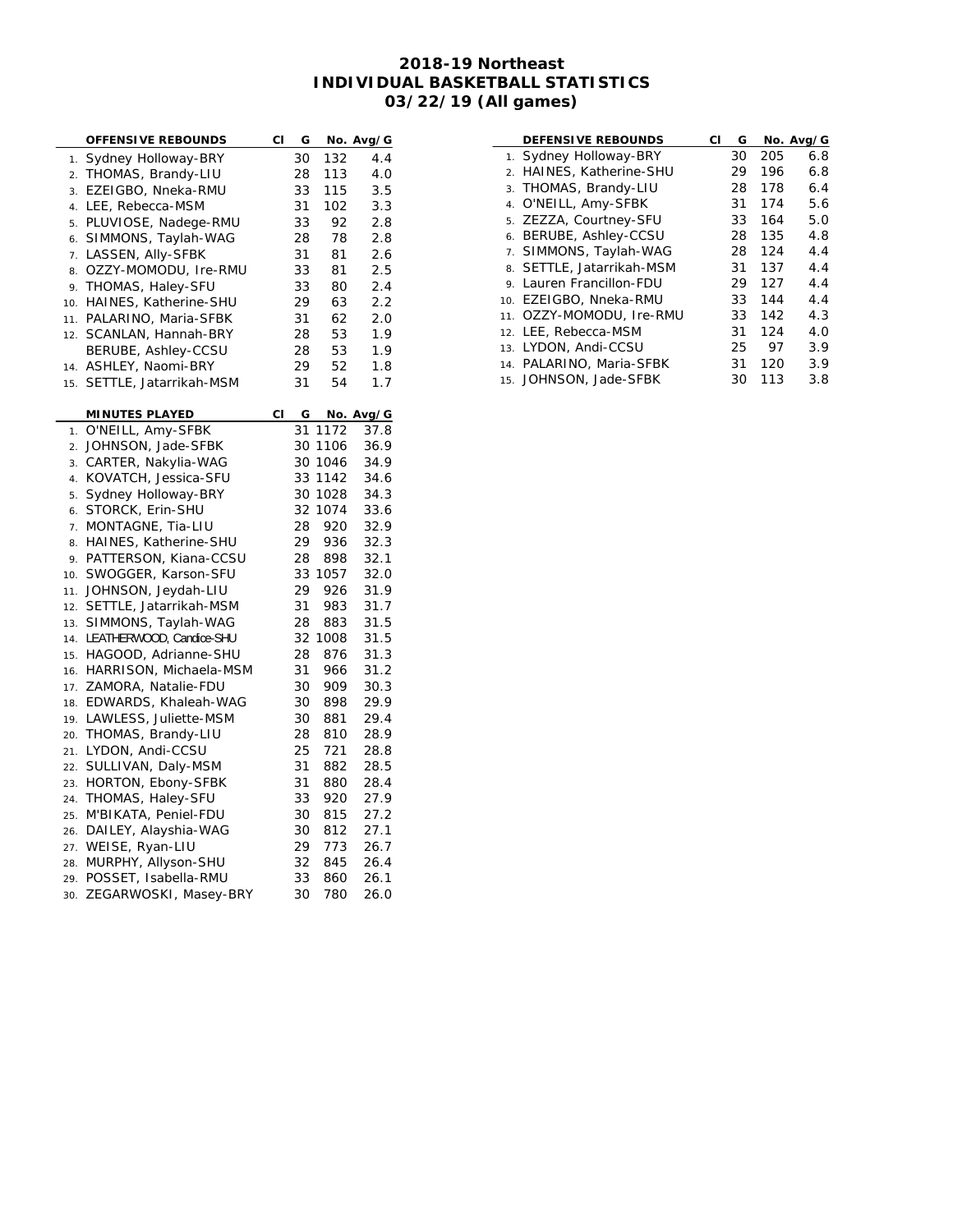# 2018-19 Northeast
# INDIVIDUAL BASKETBALL STATISTICS
# 03/22/19 (All games)

| | OFFENSIVE REBOUNDS | Cl | G | No. | Avg/G |
|---|---|---|---|---|---|
| 1. | Sydney Holloway-BRY | | 30 | 132 | 4.4 |
| 2. | THOMAS, Brandy-LIU | | 28 | 113 | 4.0 |
| 3. | EZEIGBO, Nneka-RMU | | 33 | 115 | 3.5 |
| 4. | LEE, Rebecca-MSM | | 31 | 102 | 3.3 |
| 5. | PLUVIOSE, Nadege-RMU | | 33 | 92 | 2.8 |
| 6. | SIMMONS, Taylah-WAG | | 28 | 78 | 2.8 |
| 7. | LASSEN, Ally-SFBK | | 31 | 81 | 2.6 |
| 8. | OZZY-MOMODU, Ire-RMU | | 33 | 81 | 2.5 |
| 9. | THOMAS, Haley-SFU | | 33 | 80 | 2.4 |
| 10. | HAINES, Katherine-SHU | | 29 | 63 | 2.2 |
| 11. | PALARINO, Maria-SFBK | | 31 | 62 | 2.0 |
| 12. | SCANLAN, Hannah-BRY | | 28 | 53 | 1.9 |
| | BERUBE, Ashley-CCSU | | 28 | 53 | 1.9 |
| 14. | ASHLEY, Naomi-BRY | | 29 | 52 | 1.8 |
| 15. | SETTLE, Jatarrikah-MSM | | 31 | 54 | 1.7 |

| | MINUTES PLAYED | Cl | G | No. | Avg/G |
|---|---|---|---|---|---|
| 1. | O'NEILL, Amy-SFBK | | 31 | 1172 | 37.8 |
| 2. | JOHNSON, Jade-SFBK | | 30 | 1106 | 36.9 |
| 3. | CARTER, Nakylia-WAG | | 30 | 1046 | 34.9 |
| 4. | KOVATCH, Jessica-SFU | | 33 | 1142 | 34.6 |
| 5. | Sydney Holloway-BRY | | 30 | 1028 | 34.3 |
| 6. | STORCK, Erin-SHU | | 32 | 1074 | 33.6 |
| 7. | MONTAGNE, Tia-LIU | | 28 | 920 | 32.9 |
| 8. | HAINES, Katherine-SHU | | 29 | 936 | 32.3 |
| 9. | PATTERSON, Kiana-CCSU | | 28 | 898 | 32.1 |
| 10. | SWOGGER, Karson-SFU | | 33 | 1057 | 32.0 |
| 11. | JOHNSON, Jeydah-LIU | | 29 | 926 | 31.9 |
| 12. | SETTLE, Jatarrikah-MSM | | 31 | 983 | 31.7 |
| 13. | SIMMONS, Taylah-WAG | | 28 | 883 | 31.5 |
| 14. | LEATHERWOOD, Candice-SHU | | 32 | 1008 | 31.5 |
| 15. | HAGOOD, Adrianne-SHU | | 28 | 876 | 31.3 |
| 16. | HARRISON, Michaela-MSM | | 31 | 966 | 31.2 |
| 17. | ZAMORA, Natalie-FDU | | 30 | 909 | 30.3 |
| 18. | EDWARDS, Khaleah-WAG | | 30 | 898 | 29.9 |
| 19. | LAWLESS, Juliette-MSM | | 30 | 881 | 29.4 |
| 20. | THOMAS, Brandy-LIU | | 28 | 810 | 28.9 |
| 21. | LYDON, Andi-CCSU | | 25 | 721 | 28.8 |
| 22. | SULLIVAN, Daly-MSM | | 31 | 882 | 28.5 |
| 23. | HORTON, Ebony-SFBK | | 31 | 880 | 28.4 |
| 24. | THOMAS, Haley-SFU | | 33 | 920 | 27.9 |
| 25. | M'BIKATA, Peniel-FDU | | 30 | 815 | 27.2 |
| 26. | DAILEY, Alayshia-WAG | | 30 | 812 | 27.1 |
| 27. | WEISE, Ryan-LIU | | 29 | 773 | 26.7 |
| 28. | MURPHY, Allyson-SHU | | 32 | 845 | 26.4 |
| 29. | POSSET, Isabella-RMU | | 33 | 860 | 26.1 |
| 30. | ZEGARWOSKI, Masey-BRY | | 30 | 780 | 26.0 |

| | DEFENSIVE REBOUNDS | Cl | G | No. | Avg/G |
|---|---|---|---|---|---|
| 1. | Sydney Holloway-BRY | | 30 | 205 | 6.8 |
| 2. | HAINES, Katherine-SHU | | 29 | 196 | 6.8 |
| 3. | THOMAS, Brandy-LIU | | 28 | 178 | 6.4 |
| 4. | O'NEILL, Amy-SFBK | | 31 | 174 | 5.6 |
| 5. | ZEZZA, Courtney-SFU | | 33 | 164 | 5.0 |
| 6. | BERUBE, Ashley-CCSU | | 28 | 135 | 4.8 |
| 7. | SIMMONS, Taylah-WAG | | 28 | 124 | 4.4 |
| 8. | SETTLE, Jatarrikah-MSM | | 31 | 137 | 4.4 |
| 9. | Lauren Francillon-FDU | | 29 | 127 | 4.4 |
| 10. | EZEIGBO, Nneka-RMU | | 33 | 144 | 4.4 |
| 11. | OZZY-MOMODU, Ire-RMU | | 33 | 142 | 4.3 |
| 12. | LEE, Rebecca-MSM | | 31 | 124 | 4.0 |
| 13. | LYDON, Andi-CCSU | | 25 | 97 | 3.9 |
| 14. | PALARINO, Maria-SFBK | | 31 | 120 | 3.9 |
| 15. | JOHNSON, Jade-SFBK | | 30 | 113 | 3.8 |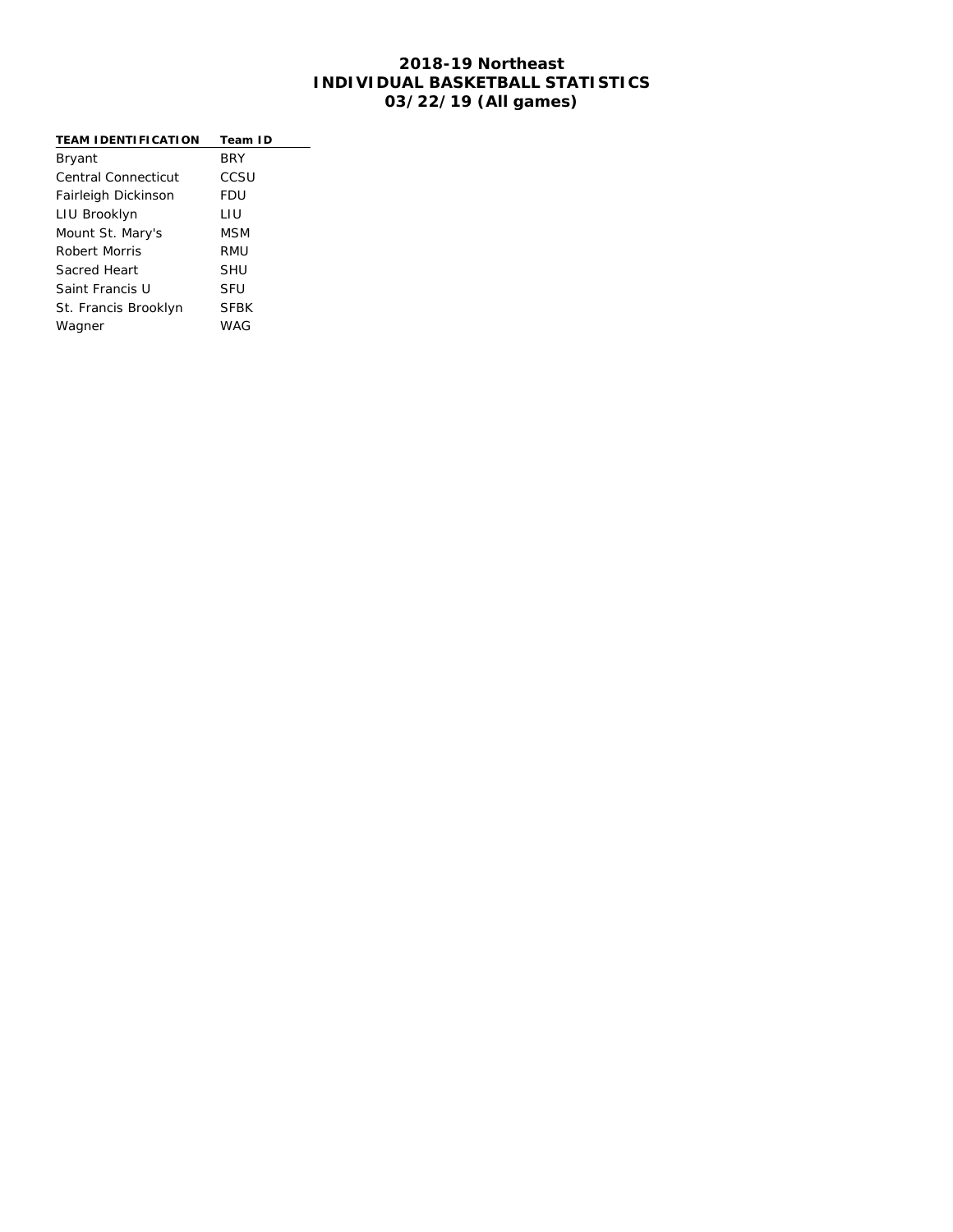# 2018-19 Northeast
## INDIVIDUAL BASKETBALL STATISTICS
### 03/22/19 (All games)

| TEAM IDENTIFICATION | Team ID |
|---|---|
| Bryant | BRY |
| Central Connecticut | CCSU |
| Fairleigh Dickinson | FDU |
| LIU Brooklyn | LIU |
| Mount St. Mary's | MSM |
| Robert Morris | RMU |
| Sacred Heart | SHU |
| Saint Francis U | SFU |
| St. Francis Brooklyn | SFBK |
| Wagner | WAG |